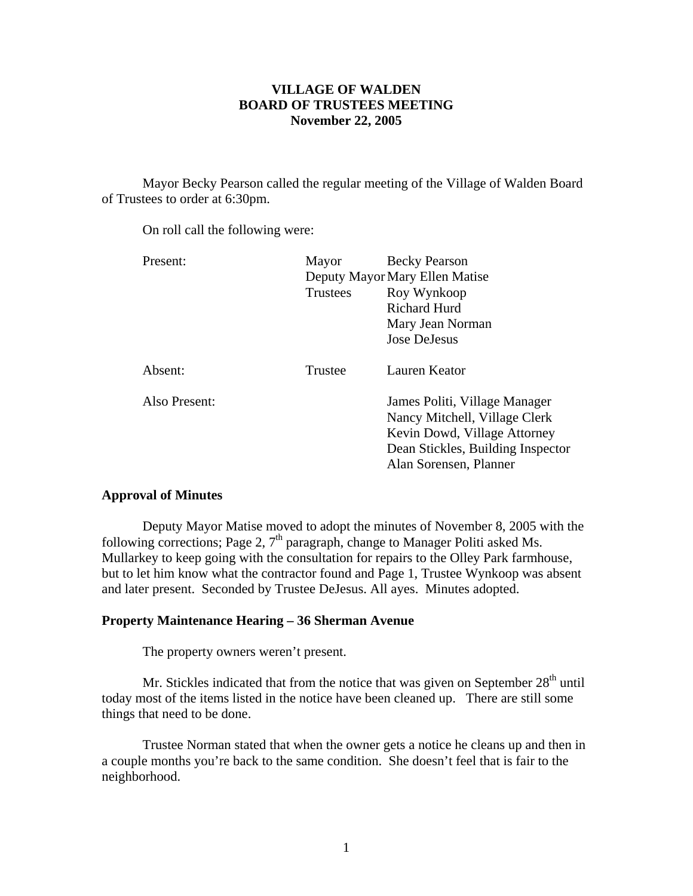# VILLAGE OF WALDEN
# BOARD OF TRUSTEES MEETING
# November 22, 2005

Mayor Becky Pearson called the regular meeting of the Village of Walden Board of Trustees to order at 6:30pm.

On roll call the following were:

| | | |
|---|---|---|
| Present: | Mayor | Becky Pearson |
| | Deputy Mayor | Mary Ellen Matise |
| | Trustees | Roy Wynkoop |
| | | Richard Hurd |
| | | Mary Jean Norman |
| | | Jose DeJesus |
| Absent: | Trustee | Lauren Keator |
| Also Present: | | James Politi, Village Manager |
| | | Nancy Mitchell, Village Clerk |
| | | Kevin Dowd, Village Attorney |
| | | Dean Stickles, Building Inspector |
| | | Alan Sorensen, Planner |

## Approval of Minutes

Deputy Mayor Matise moved to adopt the minutes of November 8, 2005 with the following corrections; Page 2, 7th paragraph, change to Manager Politi asked Ms. Mullarkey to keep going with the consultation for repairs to the Olley Park farmhouse, but to let him know what the contractor found and Page 1, Trustee Wynkoop was absent and later present. Seconded by Trustee DeJesus. All ayes. Minutes adopted.

## Property Maintenance Hearing – 36 Sherman Avenue

The property owners weren't present.

Mr. Stickles indicated that from the notice that was given on September 28th until today most of the items listed in the notice have been cleaned up. There are still some things that need to be done.

Trustee Norman stated that when the owner gets a notice he cleans up and then in a couple months you're back to the same condition. She doesn't feel that is fair to the neighborhood.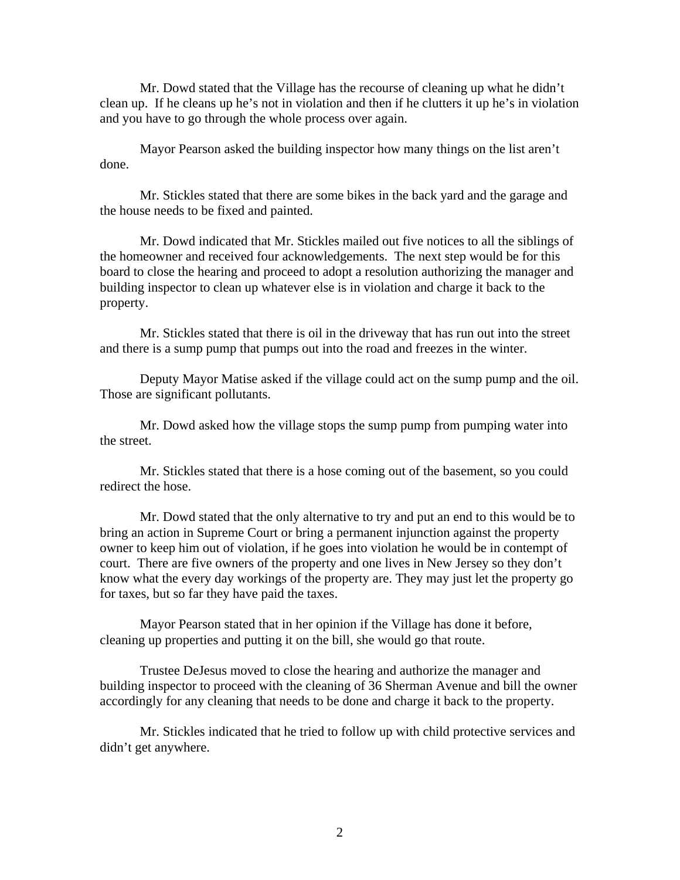Mr. Dowd stated that the Village has the recourse of cleaning up what he didn't clean up. If he cleans up he's not in violation and then if he clutters it up he's in violation and you have to go through the whole process over again.

Mayor Pearson asked the building inspector how many things on the list aren't done.

Mr. Stickles stated that there are some bikes in the back yard and the garage and the house needs to be fixed and painted.

Mr. Dowd indicated that Mr. Stickles mailed out five notices to all the siblings of the homeowner and received four acknowledgements. The next step would be for this board to close the hearing and proceed to adopt a resolution authorizing the manager and building inspector to clean up whatever else is in violation and charge it back to the property.

Mr. Stickles stated that there is oil in the driveway that has run out into the street and there is a sump pump that pumps out into the road and freezes in the winter.

Deputy Mayor Matise asked if the village could act on the sump pump and the oil. Those are significant pollutants.

Mr. Dowd asked how the village stops the sump pump from pumping water into the street.

Mr. Stickles stated that there is a hose coming out of the basement, so you could redirect the hose.

Mr. Dowd stated that the only alternative to try and put an end to this would be to bring an action in Supreme Court or bring a permanent injunction against the property owner to keep him out of violation, if he goes into violation he would be in contempt of court. There are five owners of the property and one lives in New Jersey so they don't know what the every day workings of the property are. They may just let the property go for taxes, but so far they have paid the taxes.

Mayor Pearson stated that in her opinion if the Village has done it before, cleaning up properties and putting it on the bill, she would go that route.

Trustee DeJesus moved to close the hearing and authorize the manager and building inspector to proceed with the cleaning of 36 Sherman Avenue and bill the owner accordingly for any cleaning that needs to be done and charge it back to the property.

Mr. Stickles indicated that he tried to follow up with child protective services and didn't get anywhere.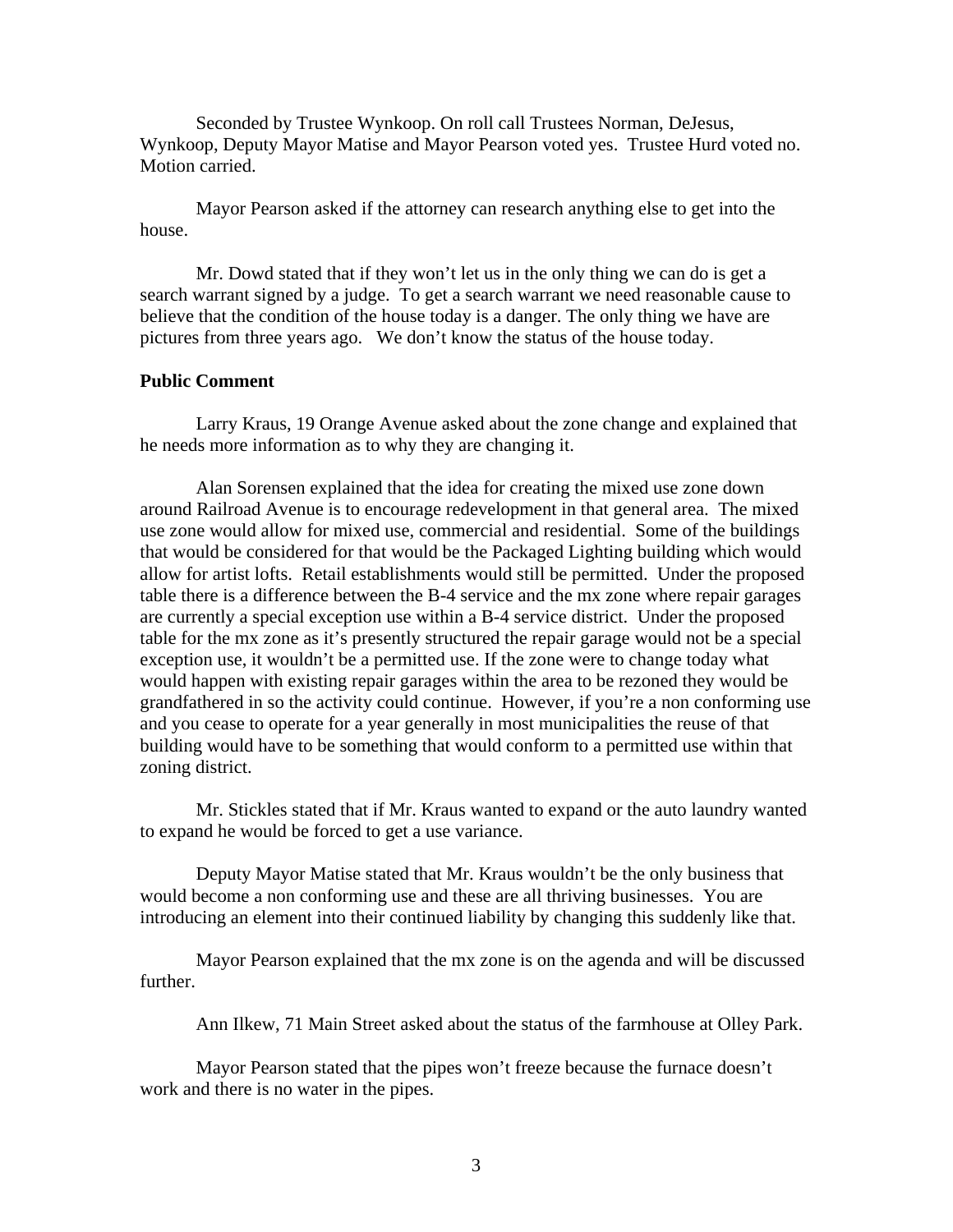Seconded by Trustee Wynkoop. On roll call Trustees Norman, DeJesus, Wynkoop, Deputy Mayor Matise and Mayor Pearson voted yes. Trustee Hurd voted no. Motion carried.

Mayor Pearson asked if the attorney can research anything else to get into the house.

Mr. Dowd stated that if they won't let us in the only thing we can do is get a search warrant signed by a judge. To get a search warrant we need reasonable cause to believe that the condition of the house today is a danger. The only thing we have are pictures from three years ago. We don't know the status of the house today.

**Public Comment**

Larry Kraus, 19 Orange Avenue asked about the zone change and explained that he needs more information as to why they are changing it.

Alan Sorensen explained that the idea for creating the mixed use zone down around Railroad Avenue is to encourage redevelopment in that general area. The mixed use zone would allow for mixed use, commercial and residential. Some of the buildings that would be considered for that would be the Packaged Lighting building which would allow for artist lofts. Retail establishments would still be permitted. Under the proposed table there is a difference between the B-4 service and the mx zone where repair garages are currently a special exception use within a B-4 service district. Under the proposed table for the mx zone as it's presently structured the repair garage would not be a special exception use, it wouldn't be a permitted use. If the zone were to change today what would happen with existing repair garages within the area to be rezoned they would be grandfathered in so the activity could continue. However, if you're a non conforming use and you cease to operate for a year generally in most municipalities the reuse of that building would have to be something that would conform to a permitted use within that zoning district.

Mr. Stickles stated that if Mr. Kraus wanted to expand or the auto laundry wanted to expand he would be forced to get a use variance.

Deputy Mayor Matise stated that Mr. Kraus wouldn't be the only business that would become a non conforming use and these are all thriving businesses. You are introducing an element into their continued liability by changing this suddenly like that.

Mayor Pearson explained that the mx zone is on the agenda and will be discussed further.

Ann Ilkew, 71 Main Street asked about the status of the farmhouse at Olley Park.

Mayor Pearson stated that the pipes won't freeze because the furnace doesn't work and there is no water in the pipes.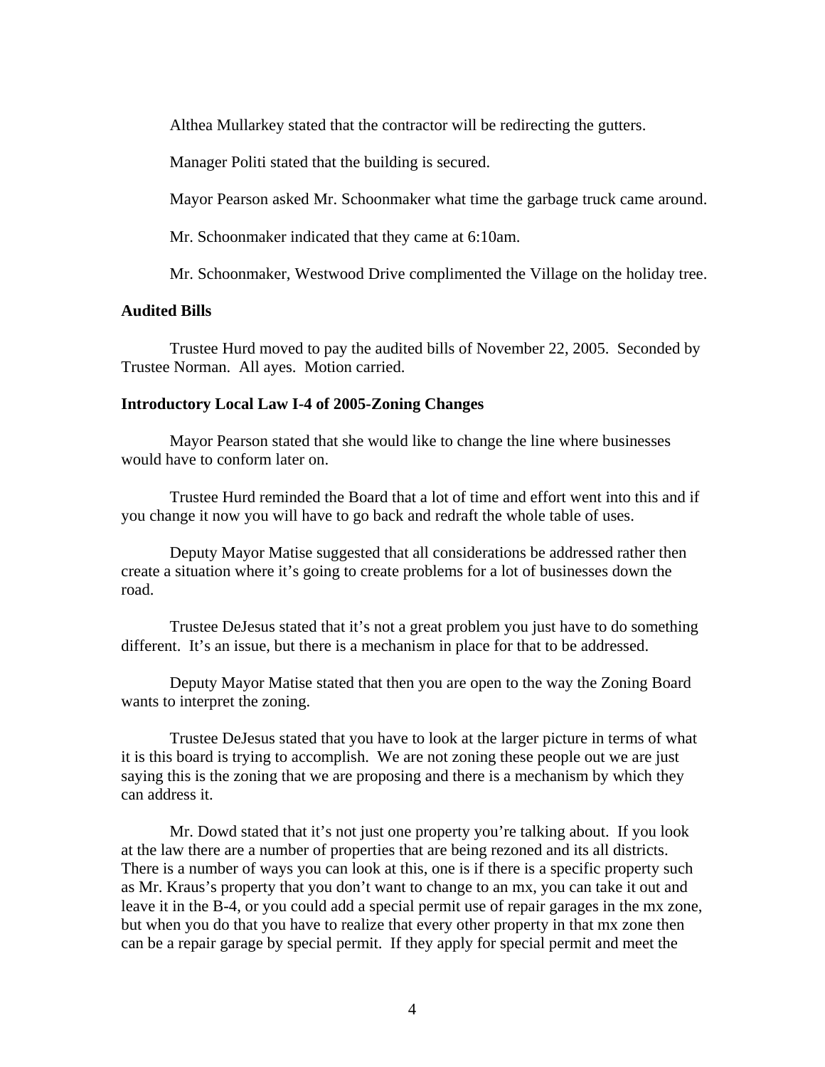Althea Mullarkey stated that the contractor will be redirecting the gutters.

Manager Politi stated that the building is secured.

Mayor Pearson asked Mr. Schoonmaker what time the garbage truck came around.

Mr. Schoonmaker indicated that they came at 6:10am.

Mr. Schoonmaker, Westwood Drive complimented the Village on the holiday tree.

**Audited Bills**

Trustee Hurd moved to pay the audited bills of November 22, 2005. Seconded by Trustee Norman. All ayes. Motion carried.

**Introductory Local Law I-4 of 2005-Zoning Changes**

Mayor Pearson stated that she would like to change the line where businesses would have to conform later on.

Trustee Hurd reminded the Board that a lot of time and effort went into this and if you change it now you will have to go back and redraft the whole table of uses.

Deputy Mayor Matise suggested that all considerations be addressed rather then create a situation where it's going to create problems for a lot of businesses down the road.

Trustee DeJesus stated that it's not a great problem you just have to do something different. It's an issue, but there is a mechanism in place for that to be addressed.

Deputy Mayor Matise stated that then you are open to the way the Zoning Board wants to interpret the zoning.

Trustee DeJesus stated that you have to look at the larger picture in terms of what it is this board is trying to accomplish. We are not zoning these people out we are just saying this is the zoning that we are proposing and there is a mechanism by which they can address it.

Mr. Dowd stated that it's not just one property you're talking about. If you look at the law there are a number of properties that are being rezoned and its all districts. There is a number of ways you can look at this, one is if there is a specific property such as Mr. Kraus's property that you don't want to change to an mx, you can take it out and leave it in the B-4, or you could add a special permit use of repair garages in the mx zone, but when you do that you have to realize that every other property in that mx zone then can be a repair garage by special permit. If they apply for special permit and meet the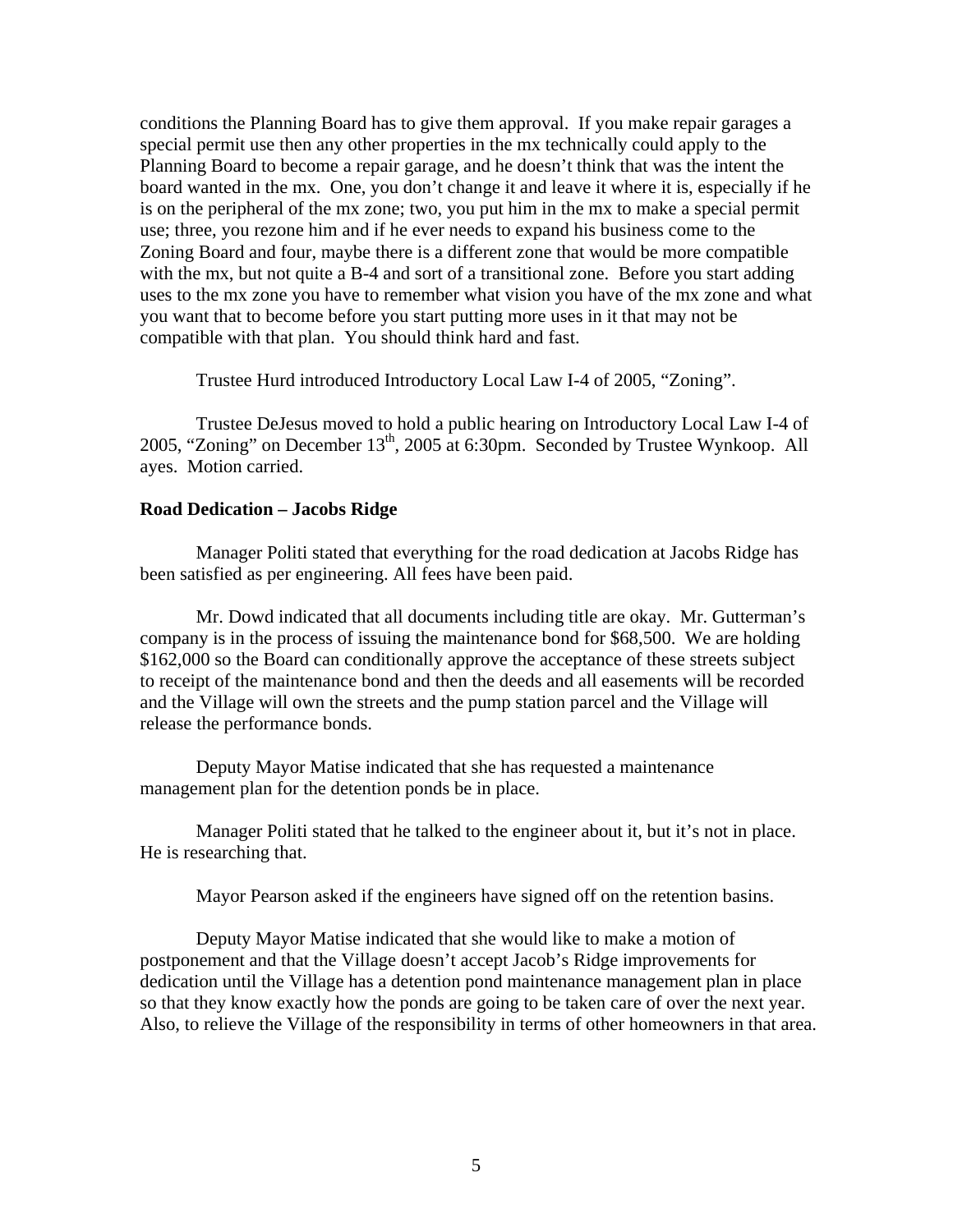conditions the Planning Board has to give them approval. If you make repair garages a special permit use then any other properties in the mx technically could apply to the Planning Board to become a repair garage, and he doesn't think that was the intent the board wanted in the mx. One, you don't change it and leave it where it is, especially if he is on the peripheral of the mx zone; two, you put him in the mx to make a special permit use; three, you rezone him and if he ever needs to expand his business come to the Zoning Board and four, maybe there is a different zone that would be more compatible with the mx, but not quite a B-4 and sort of a transitional zone. Before you start adding uses to the mx zone you have to remember what vision you have of the mx zone and what you want that to become before you start putting more uses in it that may not be compatible with that plan. You should think hard and fast.

Trustee Hurd introduced Introductory Local Law I-4 of 2005, "Zoning".

Trustee DeJesus moved to hold a public hearing on Introductory Local Law I-4 of 2005, "Zoning" on December 13th, 2005 at 6:30pm. Seconded by Trustee Wynkoop. All ayes. Motion carried.

**Road Dedication – Jacobs Ridge**

Manager Politi stated that everything for the road dedication at Jacobs Ridge has been satisfied as per engineering. All fees have been paid.

Mr. Dowd indicated that all documents including title are okay. Mr. Gutterman's company is in the process of issuing the maintenance bond for $68,500. We are holding $162,000 so the Board can conditionally approve the acceptance of these streets subject to receipt of the maintenance bond and then the deeds and all easements will be recorded and the Village will own the streets and the pump station parcel and the Village will release the performance bonds.

Deputy Mayor Matise indicated that she has requested a maintenance management plan for the detention ponds be in place.

Manager Politi stated that he talked to the engineer about it, but it's not in place. He is researching that.

Mayor Pearson asked if the engineers have signed off on the retention basins.

Deputy Mayor Matise indicated that she would like to make a motion of postponement and that the Village doesn't accept Jacob's Ridge improvements for dedication until the Village has a detention pond maintenance management plan in place so that they know exactly how the ponds are going to be taken care of over the next year. Also, to relieve the Village of the responsibility in terms of other homeowners in that area.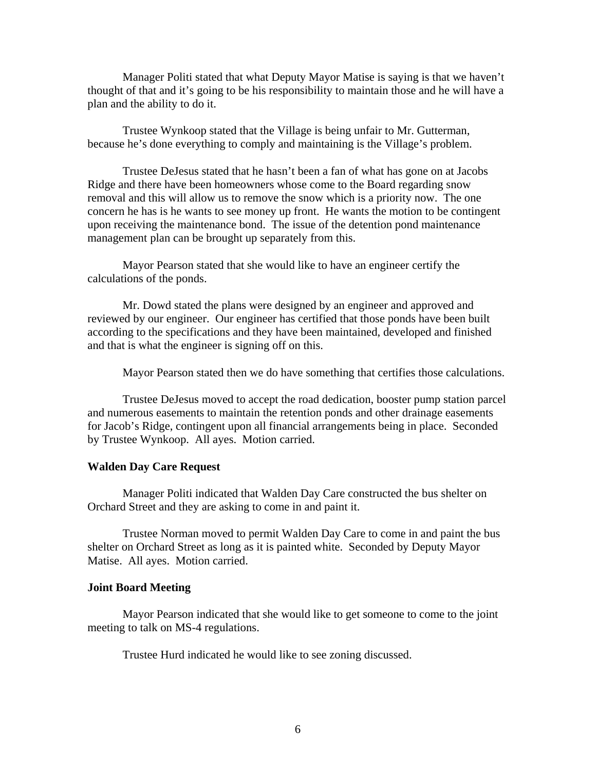Manager Politi stated that what Deputy Mayor Matise is saying is that we haven't thought of that and it's going to be his responsibility to maintain those and he will have a plan and the ability to do it.

Trustee Wynkoop stated that the Village is being unfair to Mr. Gutterman, because he's done everything to comply and maintaining is the Village's problem.

Trustee DeJesus stated that he hasn't been a fan of what has gone on at Jacobs Ridge and there have been homeowners whose come to the Board regarding snow removal and this will allow us to remove the snow which is a priority now. The one concern he has is he wants to see money up front. He wants the motion to be contingent upon receiving the maintenance bond. The issue of the detention pond maintenance management plan can be brought up separately from this.

Mayor Pearson stated that she would like to have an engineer certify the calculations of the ponds.

Mr. Dowd stated the plans were designed by an engineer and approved and reviewed by our engineer. Our engineer has certified that those ponds have been built according to the specifications and they have been maintained, developed and finished and that is what the engineer is signing off on this.

Mayor Pearson stated then we do have something that certifies those calculations.

Trustee DeJesus moved to accept the road dedication, booster pump station parcel and numerous easements to maintain the retention ponds and other drainage easements for Jacob's Ridge, contingent upon all financial arrangements being in place. Seconded by Trustee Wynkoop. All ayes. Motion carried.

**Walden Day Care Request**

Manager Politi indicated that Walden Day Care constructed the bus shelter on Orchard Street and they are asking to come in and paint it.

Trustee Norman moved to permit Walden Day Care to come in and paint the bus shelter on Orchard Street as long as it is painted white. Seconded by Deputy Mayor Matise. All ayes. Motion carried.

**Joint Board Meeting**

Mayor Pearson indicated that she would like to get someone to come to the joint meeting to talk on MS-4 regulations.

Trustee Hurd indicated he would like to see zoning discussed.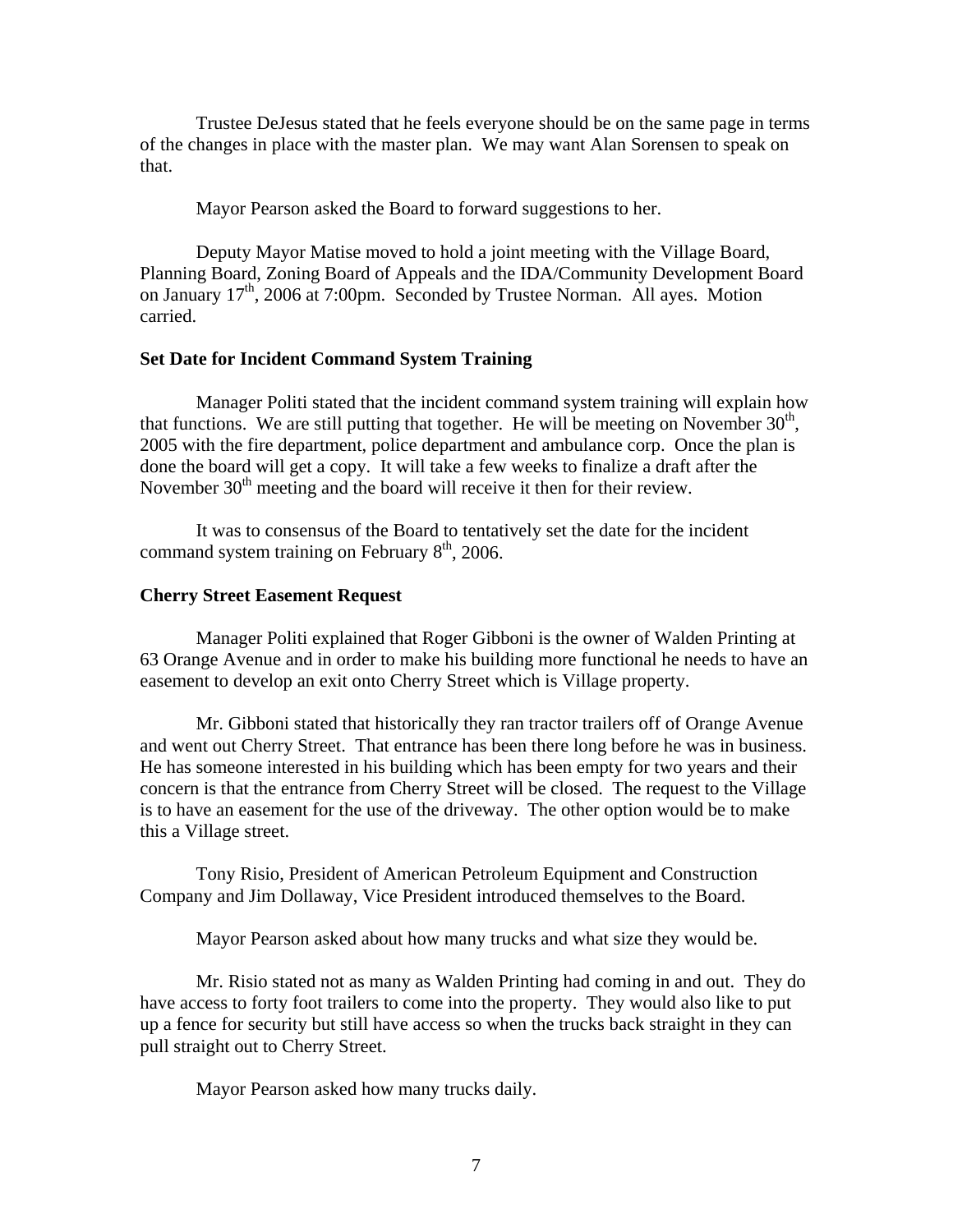Trustee DeJesus stated that he feels everyone should be on the same page in terms of the changes in place with the master plan. We may want Alan Sorensen to speak on that.

Mayor Pearson asked the Board to forward suggestions to her.

Deputy Mayor Matise moved to hold a joint meeting with the Village Board, Planning Board, Zoning Board of Appeals and the IDA/Community Development Board on January 17th, 2006 at 7:00pm. Seconded by Trustee Norman. All ayes. Motion carried.

**Set Date for Incident Command System Training**

Manager Politi stated that the incident command system training will explain how that functions. We are still putting that together. He will be meeting on November 30th, 2005 with the fire department, police department and ambulance corp. Once the plan is done the board will get a copy. It will take a few weeks to finalize a draft after the November 30th meeting and the board will receive it then for their review.

It was to consensus of the Board to tentatively set the date for the incident command system training on February 8th, 2006.

**Cherry Street Easement Request**

Manager Politi explained that Roger Gibboni is the owner of Walden Printing at 63 Orange Avenue and in order to make his building more functional he needs to have an easement to develop an exit onto Cherry Street which is Village property.

Mr. Gibboni stated that historically they ran tractor trailers off of Orange Avenue and went out Cherry Street. That entrance has been there long before he was in business. He has someone interested in his building which has been empty for two years and their concern is that the entrance from Cherry Street will be closed. The request to the Village is to have an easement for the use of the driveway. The other option would be to make this a Village street.

Tony Risio, President of American Petroleum Equipment and Construction Company and Jim Dollaway, Vice President introduced themselves to the Board.

Mayor Pearson asked about how many trucks and what size they would be.

Mr. Risio stated not as many as Walden Printing had coming in and out. They do have access to forty foot trailers to come into the property. They would also like to put up a fence for security but still have access so when the trucks back straight in they can pull straight out to Cherry Street.

Mayor Pearson asked how many trucks daily.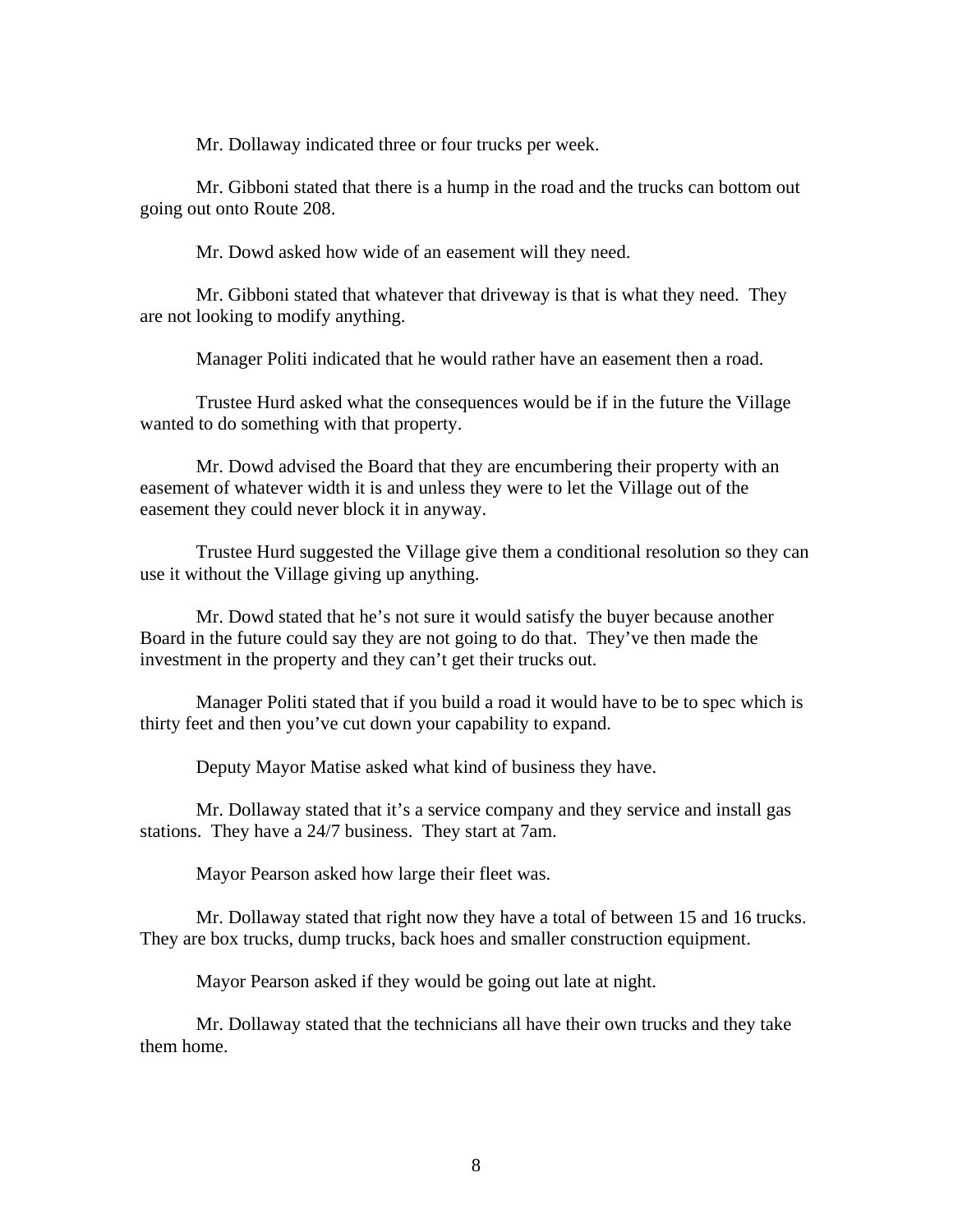Mr. Dollaway indicated three or four trucks per week.

Mr. Gibboni stated that there is a hump in the road and the trucks can bottom out going out onto Route 208.

Mr. Dowd asked how wide of an easement will they need.

Mr. Gibboni stated that whatever that driveway is that is what they need. They are not looking to modify anything.

Manager Politi indicated that he would rather have an easement then a road.

Trustee Hurd asked what the consequences would be if in the future the Village wanted to do something with that property.

Mr. Dowd advised the Board that they are encumbering their property with an easement of whatever width it is and unless they were to let the Village out of the easement they could never block it in anyway.

Trustee Hurd suggested the Village give them a conditional resolution so they can use it without the Village giving up anything.

Mr. Dowd stated that he's not sure it would satisfy the buyer because another Board in the future could say they are not going to do that. They've then made the investment in the property and they can't get their trucks out.

Manager Politi stated that if you build a road it would have to be to spec which is thirty feet and then you've cut down your capability to expand.

Deputy Mayor Matise asked what kind of business they have.

Mr. Dollaway stated that it's a service company and they service and install gas stations. They have a 24/7 business. They start at 7am.

Mayor Pearson asked how large their fleet was.

Mr. Dollaway stated that right now they have a total of between 15 and 16 trucks. They are box trucks, dump trucks, back hoes and smaller construction equipment.

Mayor Pearson asked if they would be going out late at night.

Mr. Dollaway stated that the technicians all have their own trucks and they take them home.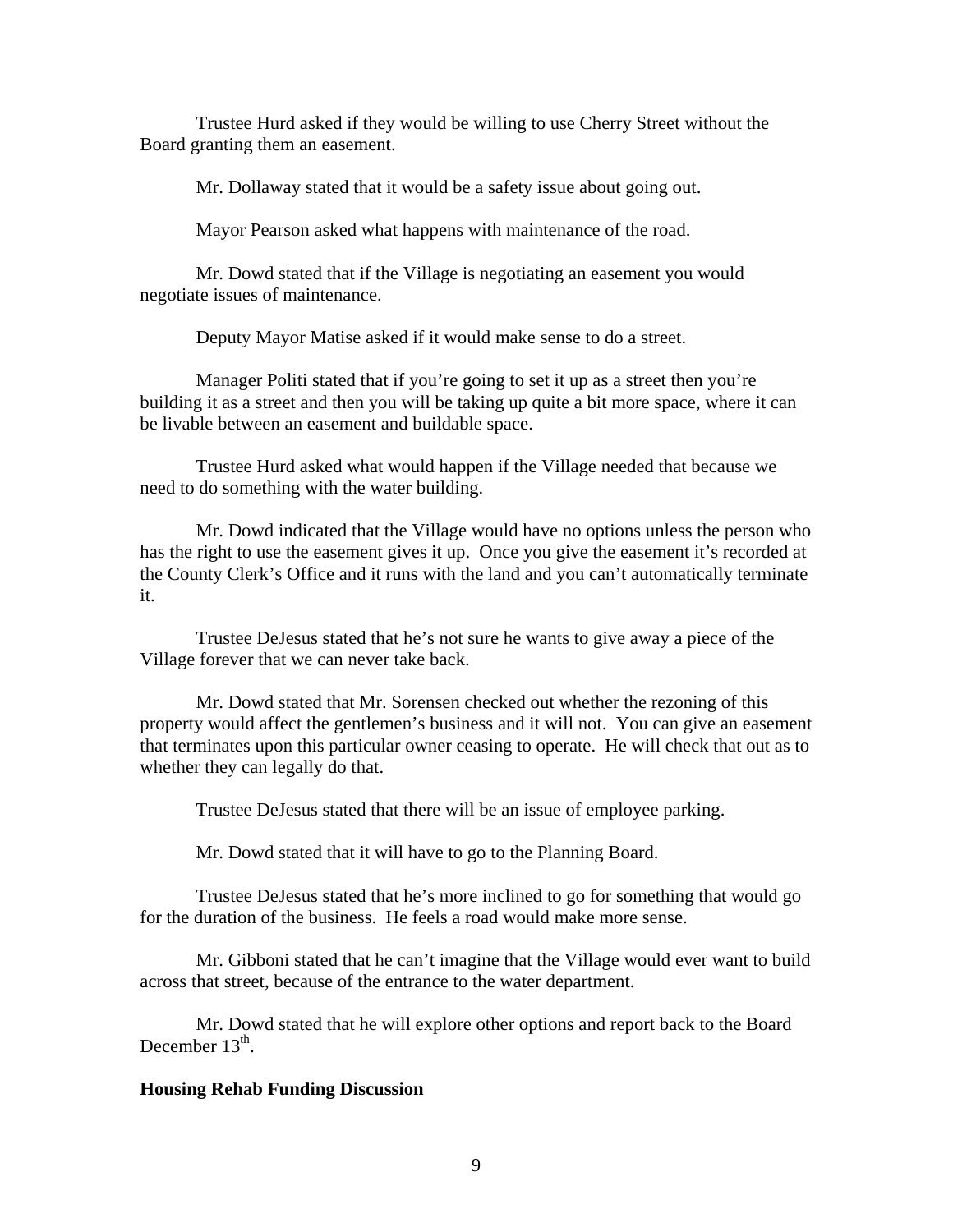Trustee Hurd asked if they would be willing to use Cherry Street without the Board granting them an easement.

Mr. Dollaway stated that it would be a safety issue about going out.

Mayor Pearson asked what happens with maintenance of the road.

Mr. Dowd stated that if the Village is negotiating an easement you would negotiate issues of maintenance.

Deputy Mayor Matise asked if it would make sense to do a street.

Manager Politi stated that if you're going to set it up as a street then you're building it as a street and then you will be taking up quite a bit more space, where it can be livable between an easement and buildable space.

Trustee Hurd asked what would happen if the Village needed that because we need to do something with the water building.

Mr. Dowd indicated that the Village would have no options unless the person who has the right to use the easement gives it up. Once you give the easement it's recorded at the County Clerk's Office and it runs with the land and you can't automatically terminate it.

Trustee DeJesus stated that he's not sure he wants to give away a piece of the Village forever that we can never take back.

Mr. Dowd stated that Mr. Sorensen checked out whether the rezoning of this property would affect the gentlemen's business and it will not. You can give an easement that terminates upon this particular owner ceasing to operate. He will check that out as to whether they can legally do that.

Trustee DeJesus stated that there will be an issue of employee parking.

Mr. Dowd stated that it will have to go to the Planning Board.

Trustee DeJesus stated that he's more inclined to go for something that would go for the duration of the business. He feels a road would make more sense.

Mr. Gibboni stated that he can't imagine that the Village would ever want to build across that street, because of the entrance to the water department.

Mr. Dowd stated that he will explore other options and report back to the Board December 13th.

**Housing Rehab Funding Discussion**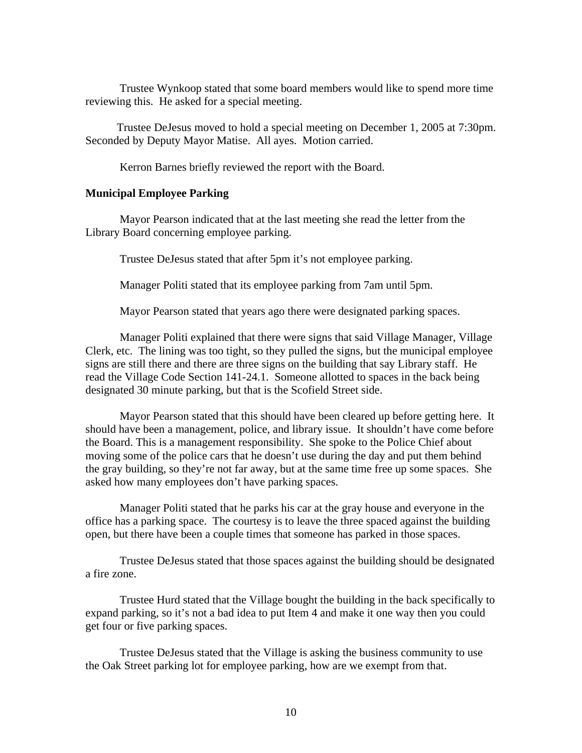Trustee Wynkoop stated that some board members would like to spend more time reviewing this. He asked for a special meeting.

Trustee DeJesus moved to hold a special meeting on December 1, 2005 at 7:30pm. Seconded by Deputy Mayor Matise. All ayes. Motion carried.

Kerron Barnes briefly reviewed the report with the Board.

**Municipal Employee Parking**

Mayor Pearson indicated that at the last meeting she read the letter from the Library Board concerning employee parking.

Trustee DeJesus stated that after 5pm it's not employee parking.

Manager Politi stated that its employee parking from 7am until 5pm.

Mayor Pearson stated that years ago there were designated parking spaces.

Manager Politi explained that there were signs that said Village Manager, Village Clerk, etc. The lining was too tight, so they pulled the signs, but the municipal employee signs are still there and there are three signs on the building that say Library staff. He read the Village Code Section 141-24.1. Someone allotted to spaces in the back being designated 30 minute parking, but that is the Scofield Street side.

Mayor Pearson stated that this should have been cleared up before getting here. It should have been a management, police, and library issue. It shouldn't have come before the Board. This is a management responsibility. She spoke to the Police Chief about moving some of the police cars that he doesn't use during the day and put them behind the gray building, so they're not far away, but at the same time free up some spaces. She asked how many employees don't have parking spaces.

Manager Politi stated that he parks his car at the gray house and everyone in the office has a parking space. The courtesy is to leave the three spaced against the building open, but there have been a couple times that someone has parked in those spaces.

Trustee DeJesus stated that those spaces against the building should be designated a fire zone.

Trustee Hurd stated that the Village bought the building in the back specifically to expand parking, so it's not a bad idea to put Item 4 and make it one way then you could get four or five parking spaces.

Trustee DeJesus stated that the Village is asking the business community to use the Oak Street parking lot for employee parking, how are we exempt from that.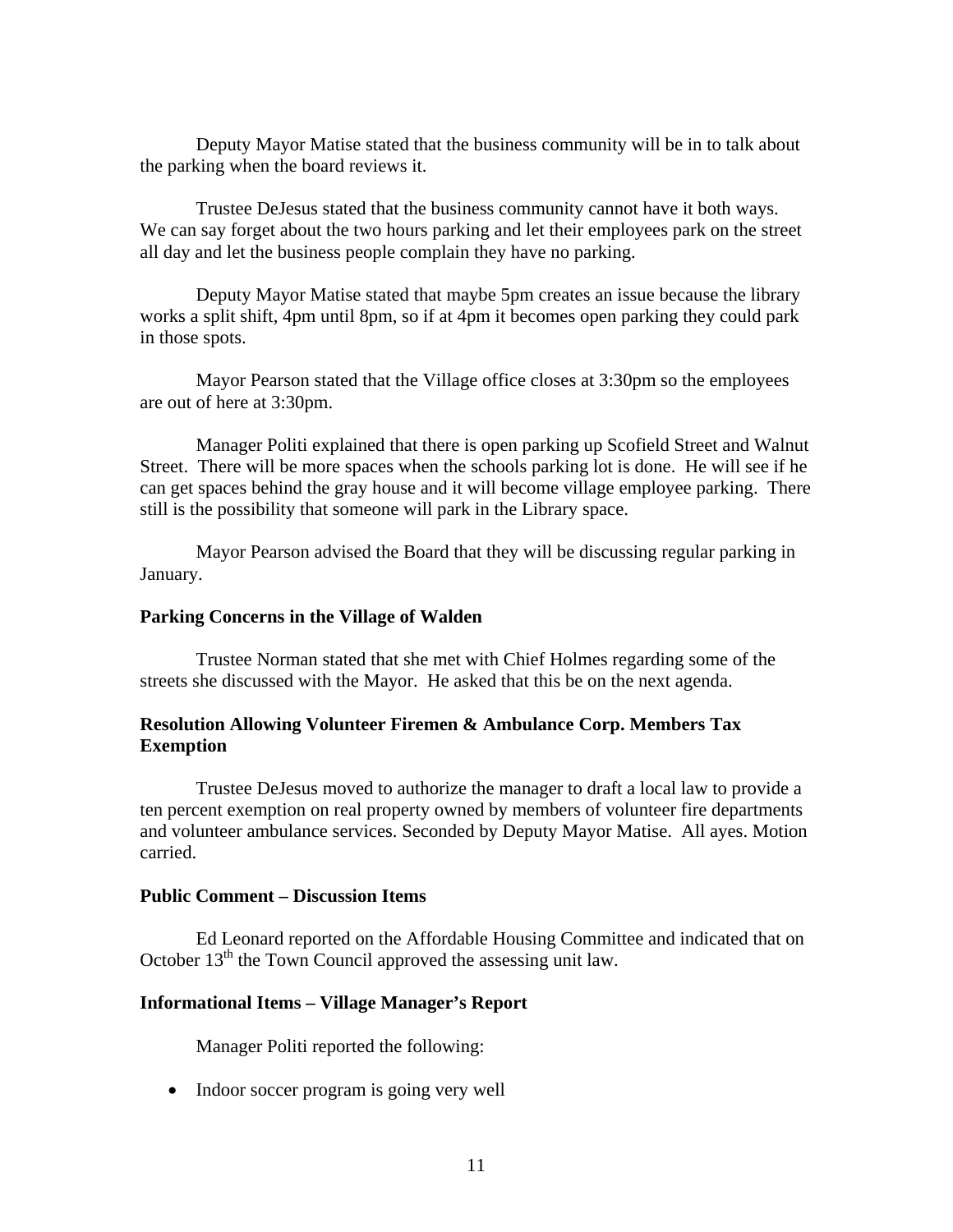Deputy Mayor Matise stated that the business community will be in to talk about the parking when the board reviews it.

Trustee DeJesus stated that the business community cannot have it both ways. We can say forget about the two hours parking and let their employees park on the street all day and let the business people complain they have no parking.

Deputy Mayor Matise stated that maybe 5pm creates an issue because the library works a split shift, 4pm until 8pm, so if at 4pm it becomes open parking they could park in those spots.

Mayor Pearson stated that the Village office closes at 3:30pm so the employees are out of here at 3:30pm.

Manager Politi explained that there is open parking up Scofield Street and Walnut Street. There will be more spaces when the schools parking lot is done. He will see if he can get spaces behind the gray house and it will become village employee parking. There still is the possibility that someone will park in the Library space.

Mayor Pearson advised the Board that they will be discussing regular parking in January.

**Parking Concerns in the Village of Walden**

Trustee Norman stated that she met with Chief Holmes regarding some of the streets she discussed with the Mayor. He asked that this be on the next agenda.

**Resolution Allowing Volunteer Firemen & Ambulance Corp. Members Tax Exemption**

Trustee DeJesus moved to authorize the manager to draft a local law to provide a ten percent exemption on real property owned by members of volunteer fire departments and volunteer ambulance services. Seconded by Deputy Mayor Matise. All ayes. Motion carried.

**Public Comment – Discussion Items**

Ed Leonard reported on the Affordable Housing Committee and indicated that on October 13th the Town Council approved the assessing unit law.

**Informational Items – Village Manager's Report**

Manager Politi reported the following:

- Indoor soccer program is going very well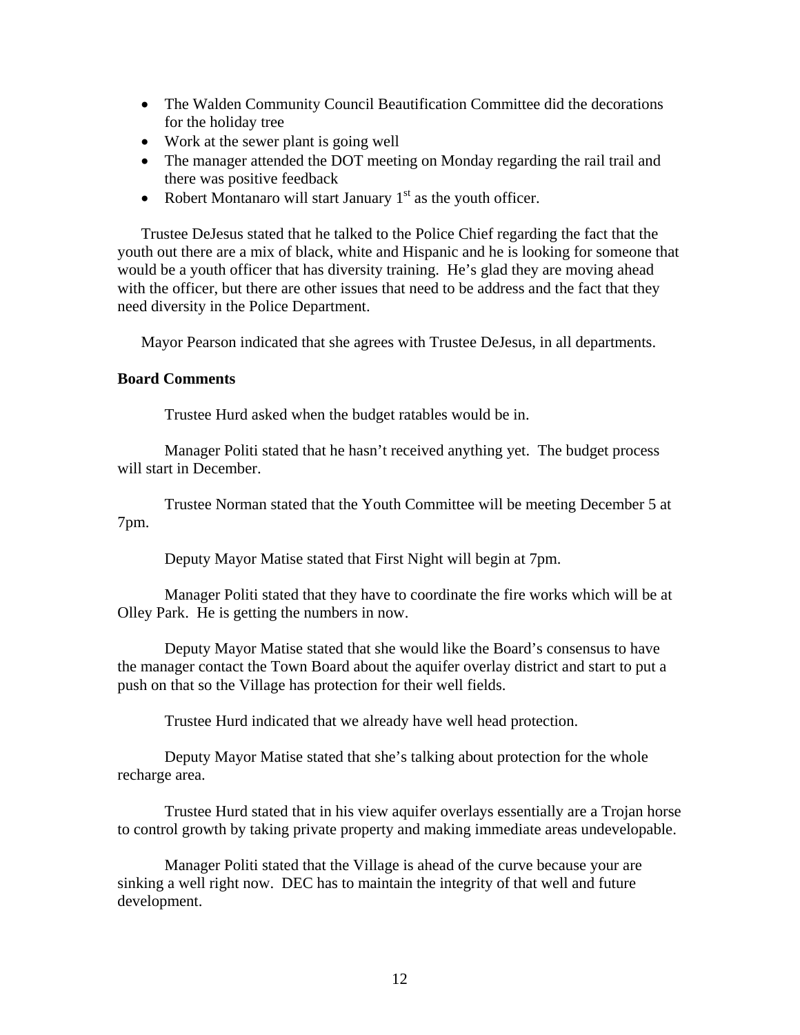- The Walden Community Council Beautification Committee did the decorations for the holiday tree
- Work at the sewer plant is going well
- The manager attended the DOT meeting on Monday regarding the rail trail and there was positive feedback
- Robert Montanaro will start January 1st as the youth officer.

Trustee DeJesus stated that he talked to the Police Chief regarding the fact that the youth out there are a mix of black, white and Hispanic and he is looking for someone that would be a youth officer that has diversity training. He's glad they are moving ahead with the officer, but there are other issues that need to be address and the fact that they need diversity in the Police Department.

Mayor Pearson indicated that she agrees with Trustee DeJesus, in all departments.

**Board Comments**

Trustee Hurd asked when the budget ratables would be in.

Manager Politi stated that he hasn't received anything yet. The budget process will start in December.

Trustee Norman stated that the Youth Committee will be meeting December 5 at 7pm.

Deputy Mayor Matise stated that First Night will begin at 7pm.

Manager Politi stated that they have to coordinate the fire works which will be at Olley Park. He is getting the numbers in now.

Deputy Mayor Matise stated that she would like the Board's consensus to have the manager contact the Town Board about the aquifer overlay district and start to put a push on that so the Village has protection for their well fields.

Trustee Hurd indicated that we already have well head protection.

Deputy Mayor Matise stated that she's talking about protection for the whole recharge area.

Trustee Hurd stated that in his view aquifer overlays essentially are a Trojan horse to control growth by taking private property and making immediate areas undevelopable.

Manager Politi stated that the Village is ahead of the curve because your are sinking a well right now. DEC has to maintain the integrity of that well and future development.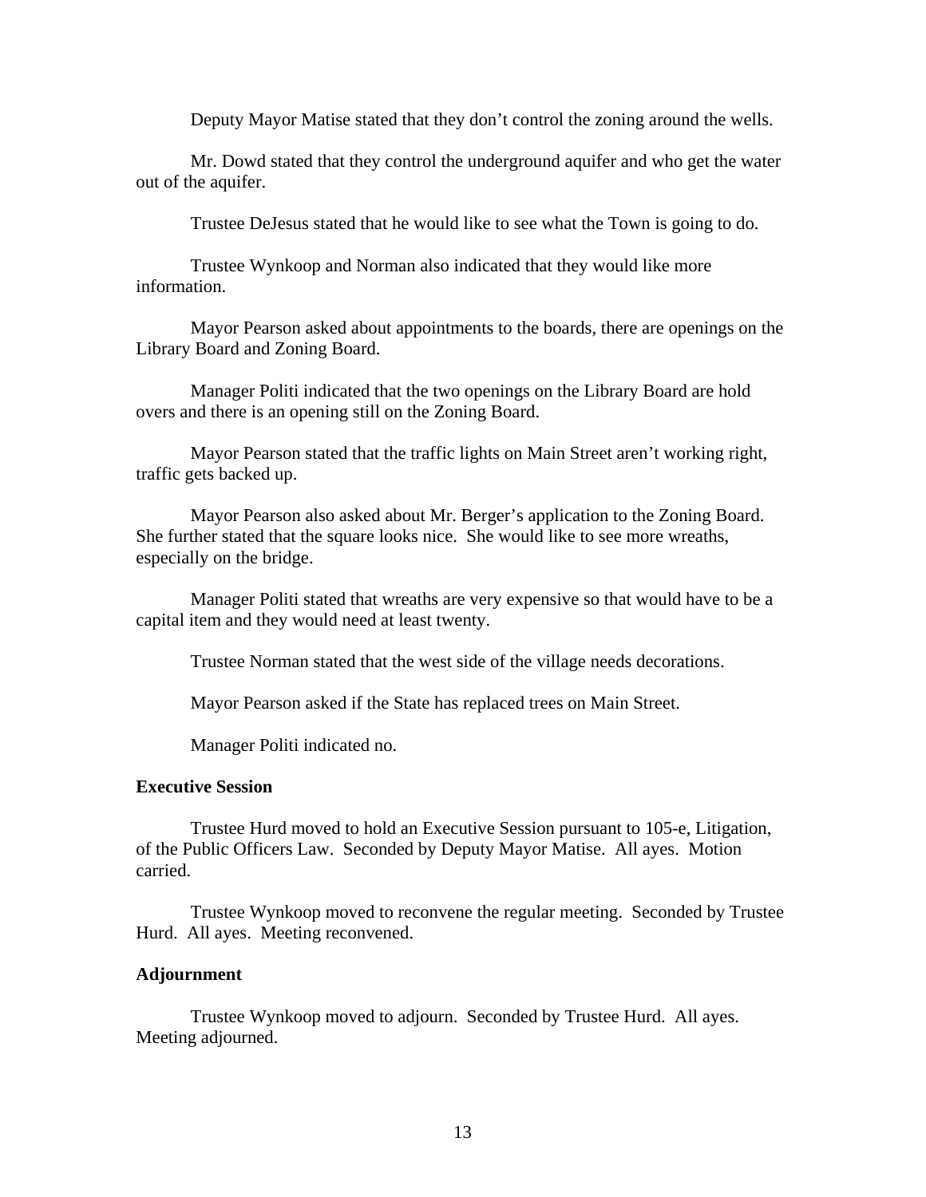Deputy Mayor Matise stated that they don't control the zoning around the wells.

Mr. Dowd stated that they control the underground aquifer and who get the water out of the aquifer.

Trustee DeJesus stated that he would like to see what the Town is going to do.

Trustee Wynkoop and Norman also indicated that they would like more information.

Mayor Pearson asked about appointments to the boards, there are openings on the Library Board and Zoning Board.

Manager Politi indicated that the two openings on the Library Board are hold overs and there is an opening still on the Zoning Board.

Mayor Pearson stated that the traffic lights on Main Street aren't working right, traffic gets backed up.

Mayor Pearson also asked about Mr. Berger's application to the Zoning Board. She further stated that the square looks nice. She would like to see more wreaths, especially on the bridge.

Manager Politi stated that wreaths are very expensive so that would have to be a capital item and they would need at least twenty.

Trustee Norman stated that the west side of the village needs decorations.

Mayor Pearson asked if the State has replaced trees on Main Street.

Manager Politi indicated no.

**Executive Session**

Trustee Hurd moved to hold an Executive Session pursuant to 105-e, Litigation, of the Public Officers Law. Seconded by Deputy Mayor Matise. All ayes. Motion carried.

Trustee Wynkoop moved to reconvene the regular meeting. Seconded by Trustee Hurd. All ayes. Meeting reconvened.

**Adjournment**

Trustee Wynkoop moved to adjourn. Seconded by Trustee Hurd. All ayes. Meeting adjourned.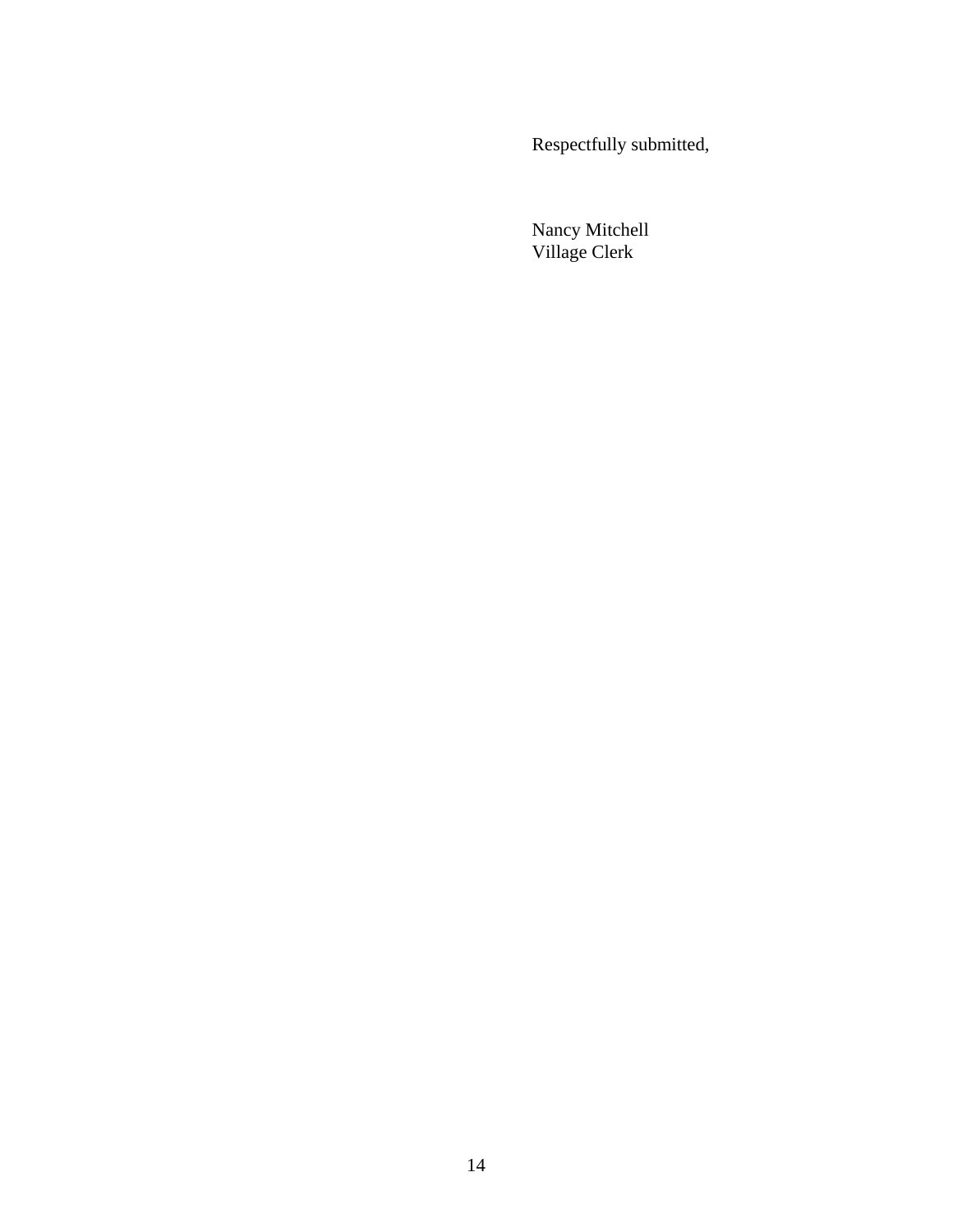Respectfully submitted,

Nancy Mitchell
Village Clerk